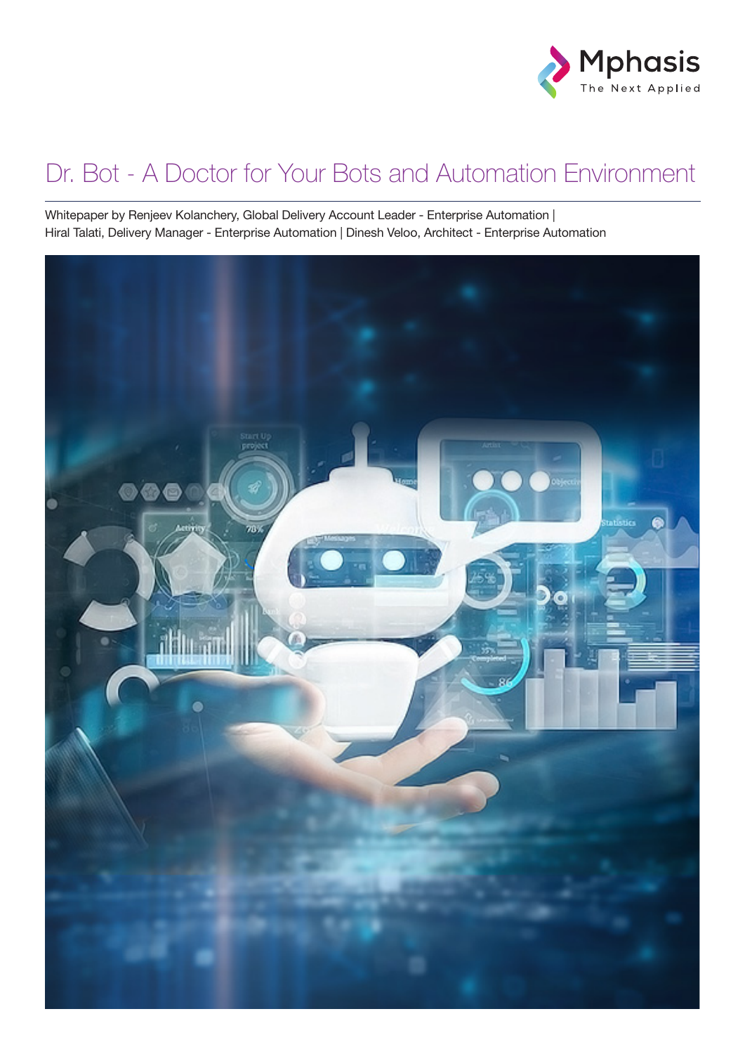# Dr. Bot - A Doctor for Your Bots and Automation Environment

Whitepaper by Renjeev Kolanchery, Global Delivery Account Leader - Enterprise Automation | Hiral Talati, Delivery Manager - Enterprise Automation | Dinesh Veloo, Architect - Enterprise Automation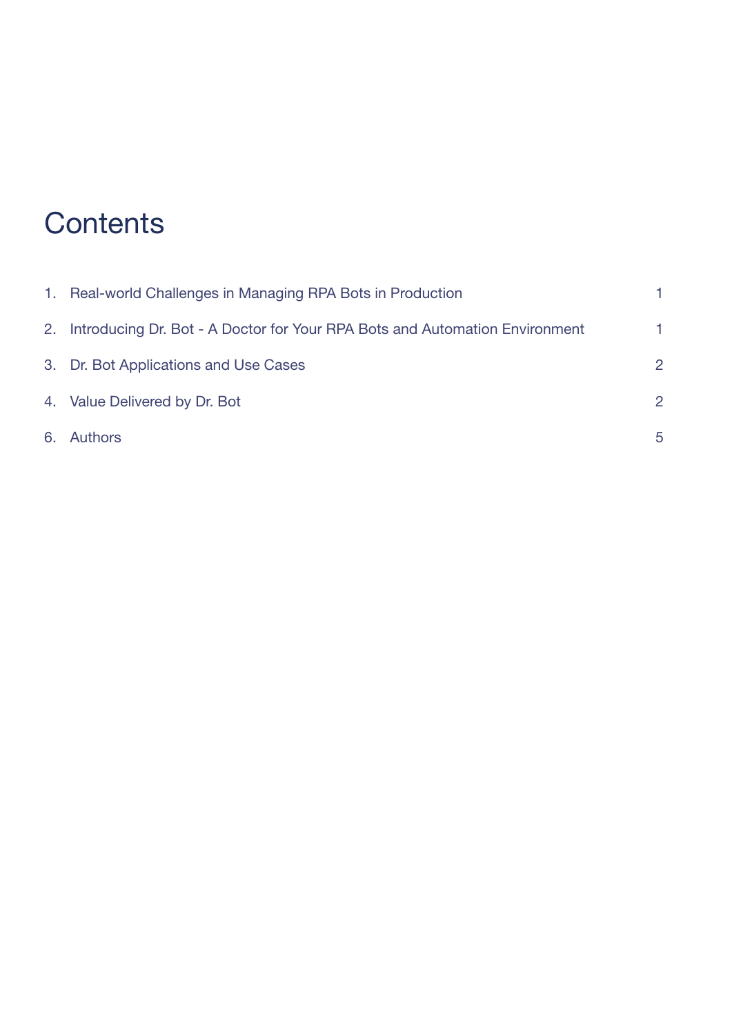# Contents

| | | |
|---|---|---|
| 1. | Real-world Challenges in Managing RPA Bots in Production | 1 |
| 2. | Introducing Dr. Bot - A Doctor for Your RPA Bots and Automation Environment | 1 |
| 3. | Dr. Bot Applications and Use Cases | 2 |
| 4. | Value Delivered by Dr. Bot | 2 |
| 6. | Authors | 5 |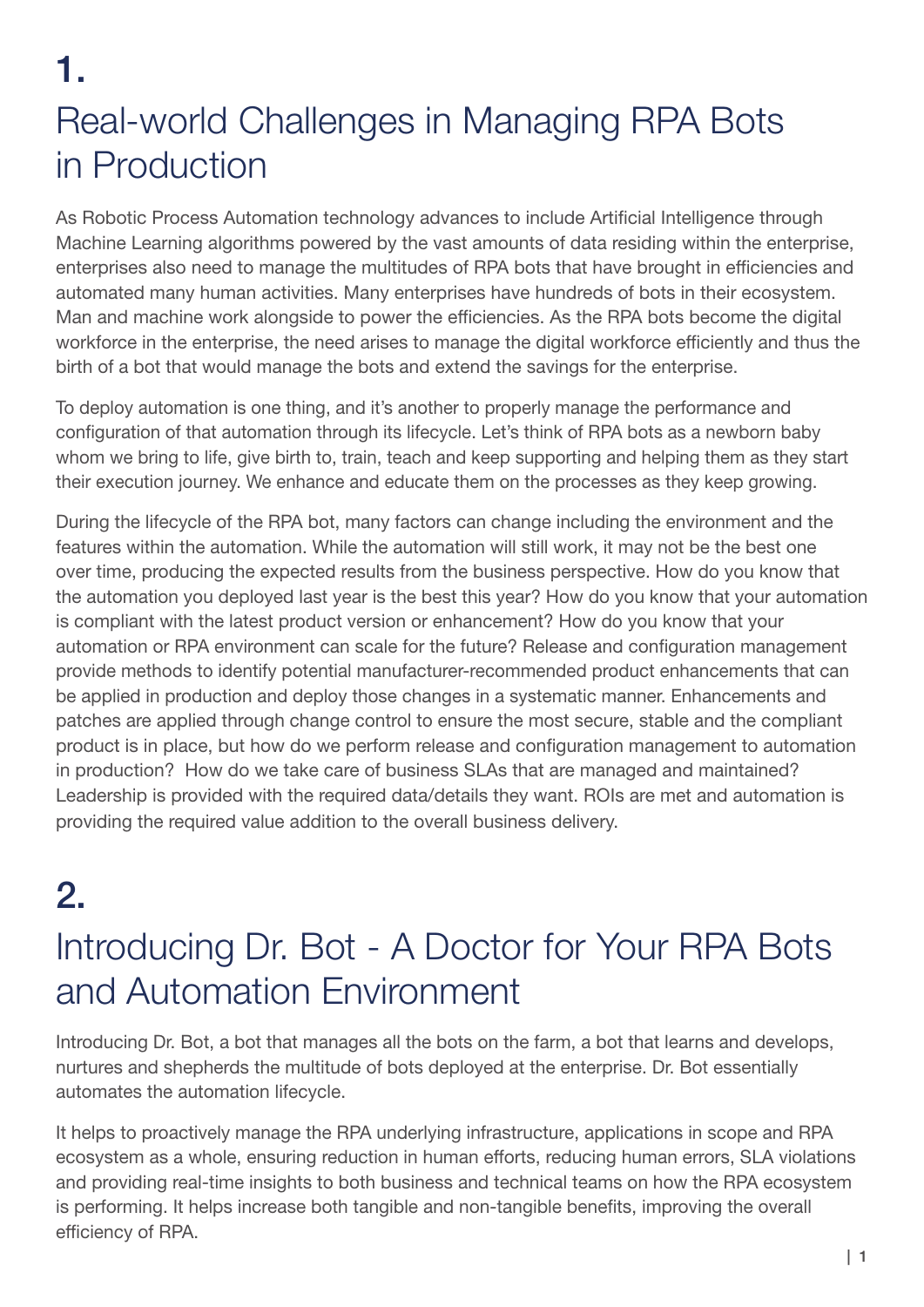# 1. Real-world Challenges in Managing RPA Bots in Production

As Robotic Process Automation technology advances to include Artificial Intelligence through Machine Learning algorithms powered by the vast amounts of data residing within the enterprise, enterprises also need to manage the multitudes of RPA bots that have brought in efficiencies and automated many human activities. Many enterprises have hundreds of bots in their ecosystem. Man and machine work alongside to power the efficiencies. As the RPA bots become the digital workforce in the enterprise, the need arises to manage the digital workforce efficiently and thus the birth of a bot that would manage the bots and extend the savings for the enterprise.

To deploy automation is one thing, and it's another to properly manage the performance and configuration of that automation through its lifecycle. Let's think of RPA bots as a newborn baby whom we bring to life, give birth to, train, teach and keep supporting and helping them as they start their execution journey. We enhance and educate them on the processes as they keep growing.

During the lifecycle of the RPA bot, many factors can change including the environment and the features within the automation. While the automation will still work, it may not be the best one over time, producing the expected results from the business perspective. How do you know that the automation you deployed last year is the best this year? How do you know that your automation is compliant with the latest product version or enhancement? How do you know that your automation or RPA environment can scale for the future? Release and configuration management provide methods to identify potential manufacturer-recommended product enhancements that can be applied in production and deploy those changes in a systematic manner. Enhancements and patches are applied through change control to ensure the most secure, stable and the compliant product is in place, but how do we perform release and configuration management to automation in production? How do we take care of business SLAs that are managed and maintained? Leadership is provided with the required data/details they want. ROIs are met and automation is providing the required value addition to the overall business delivery.

# 2. Introducing Dr. Bot - A Doctor for Your RPA Bots and Automation Environment

Introducing Dr. Bot, a bot that manages all the bots on the farm, a bot that learns and develops, nurtures and shepherds the multitude of bots deployed at the enterprise. Dr. Bot essentially automates the automation lifecycle.

It helps to proactively manage the RPA underlying infrastructure, applications in scope and RPA ecosystem as a whole, ensuring reduction in human efforts, reducing human errors, SLA violations and providing real-time insights to both business and technical teams on how the RPA ecosystem is performing. It helps increase both tangible and non-tangible benefits, improving the overall efficiency of RPA.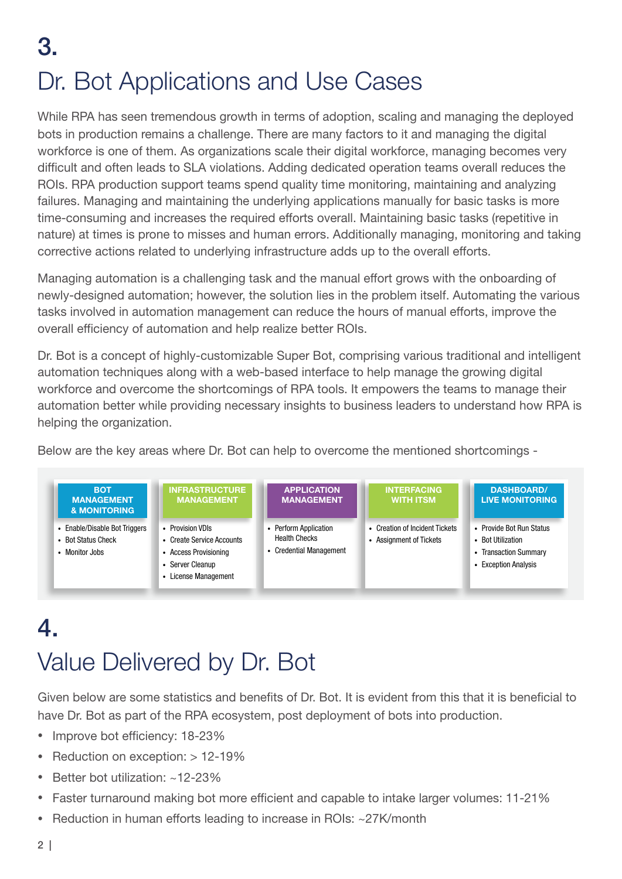# 3.

# Dr. Bot Applications and Use Cases

While RPA has seen tremendous growth in terms of adoption, scaling and managing the deployed bots in production remains a challenge. There are many factors to it and managing the digital workforce is one of them. As organizations scale their digital workforce, managing becomes very difficult and often leads to SLA violations. Adding dedicated operation teams overall reduces the ROIs. RPA production support teams spend quality time monitoring, maintaining and analyzing failures. Managing and maintaining the underlying applications manually for basic tasks is more time-consuming and increases the required efforts overall. Maintaining basic tasks (repetitive in nature) at times is prone to misses and human errors. Additionally managing, monitoring and taking corrective actions related to underlying infrastructure adds up to the overall efforts.

Managing automation is a challenging task and the manual effort grows with the onboarding of newly-designed automation; however, the solution lies in the problem itself. Automating the various tasks involved in automation management can reduce the hours of manual efforts, improve the overall efficiency of automation and help realize better ROIs.

Dr. Bot is a concept of highly-customizable Super Bot, comprising various traditional and intelligent automation techniques along with a web-based interface to help manage the growing digital workforce and overcome the shortcomings of RPA tools. It empowers the teams to manage their automation better while providing necessary insights to business leaders to understand how RPA is helping the organization.

Below are the key areas where Dr. Bot can help to overcome the mentioned shortcomings -

| BOT MANAGEMENT & MONITORING | INFRASTRUCTURE MANAGEMENT | APPLICATION MANAGEMENT | INTERFACING WITH ITSM | DASHBOARD/ LIVE MONITORING |
|---|---|---|---|---|
| • Enable/Disable Bot Triggers<br>• Bot Status Check<br>• Monitor Jobs | • Provision VDIs<br>• Create Service Accounts<br>• Access Provisioning<br>• Server Cleanup<br>• License Management | • Perform Application Health Checks<br>• Credential Management | • Creation of Incident Tickets<br>• Assignment of Tickets | • Provide Bot Run Status<br>• Bot Utilization<br>• Transaction Summary<br>• Exception Analysis |

# 4.

# Value Delivered by Dr. Bot

Given below are some statistics and benefits of Dr. Bot. It is evident from this that it is beneficial to have Dr. Bot as part of the RPA ecosystem, post deployment of bots into production.

- Improve bot efficiency: 18-23%
- Reduction on exception: > 12-19%
- Better bot utilization: ~12-23%
- Faster turnaround making bot more efficient and capable to intake larger volumes: 11-21%
- Reduction in human efforts leading to increase in ROIs: ~27K/month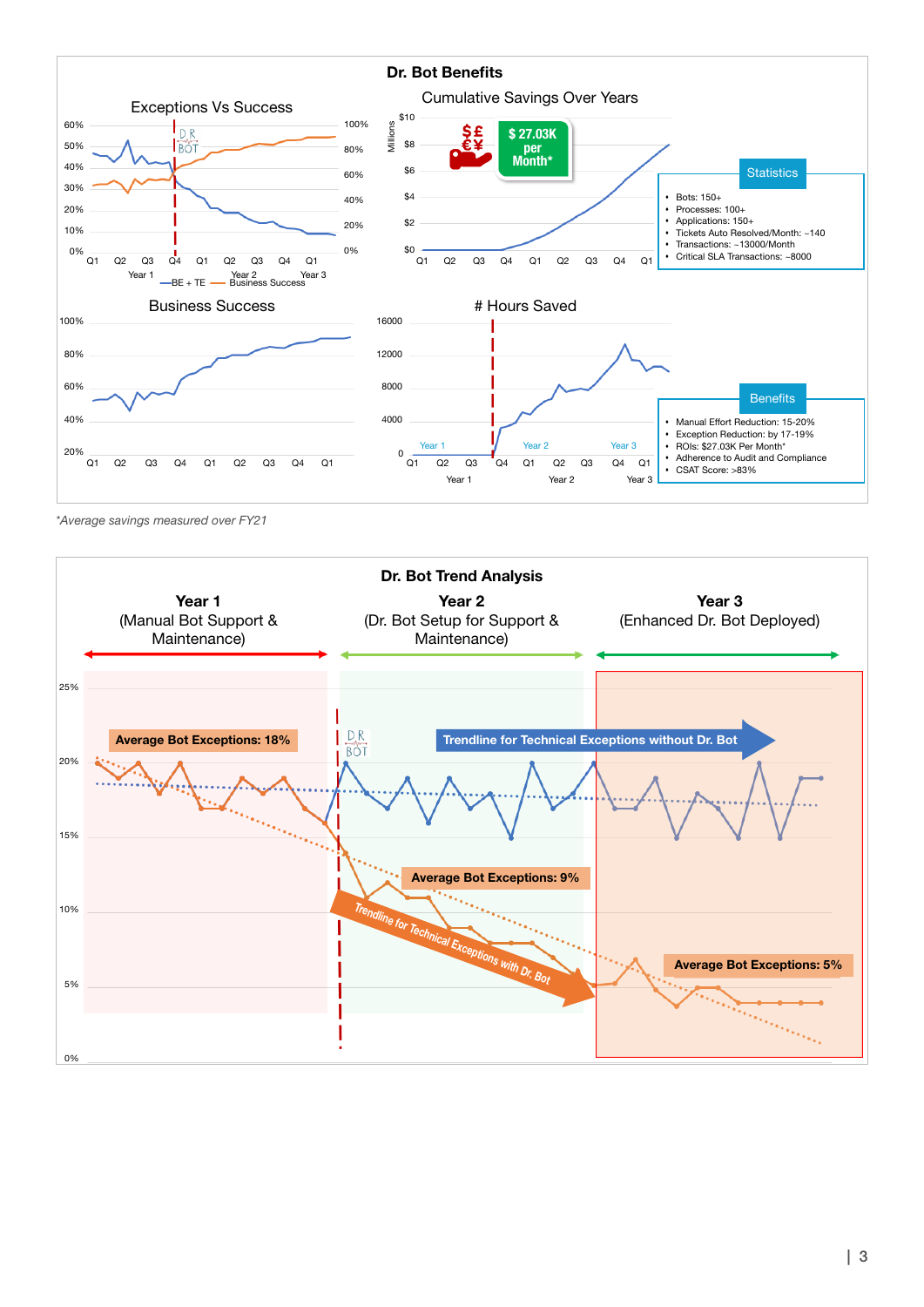## Dr. Bot Benefits

**Exceptions Vs Success**

**Cumulative Savings Over Years**

$ 27.03K per Month*

**Statistics**

- Bots: 150+
- Processes: 100+
- Applications: 150+
- Tickets Auto Resolved/Month: ~140
- Transactions: ~13000/Month
- Critical SLA Transactions: ~8000

**Business Success**

**# Hours Saved**

**Benefits**

- Manual Effort Reduction: 15-20%
- Exception Reduction: by 17-19%
- ROIs: $27.03K Per Month*
- Adherence to Audit and Compliance
- CSAT Score: >83%

*Average savings measured over FY21

## Dr. Bot Trend Analysis

| Year 1 | Year 2 | Year 3 |
|---|---|---|
| (Manual Bot Support & Maintenance) | (Dr. Bot Setup for Support & Maintenance) | (Enhanced Dr. Bot Deployed) |

- Average Bot Exceptions: 18%
- Average Bot Exceptions: 9%
- Average Bot Exceptions: 5%
- Trendline for Technical Exceptions without Dr. Bot
- Trendline for Technical Exceptions with Dr. Bot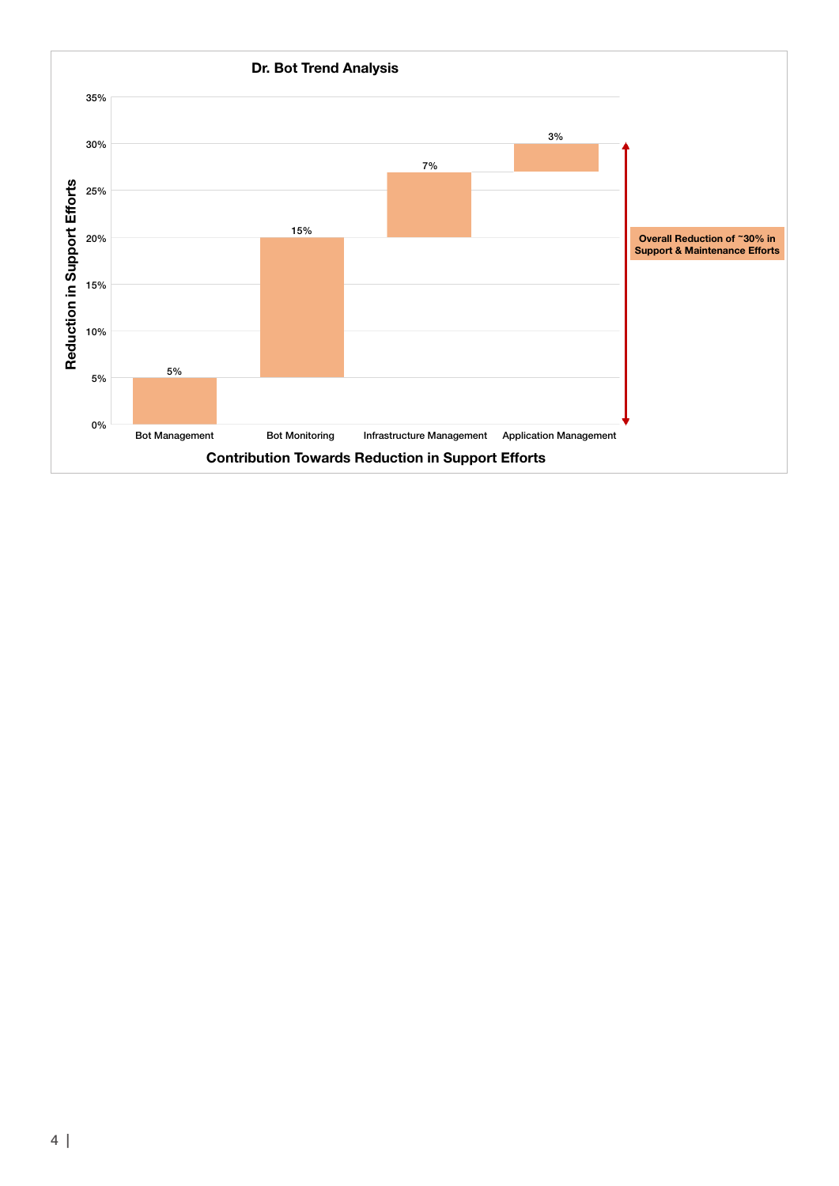**Dr. Bot Trend Analysis**

| Contribution Towards Reduction in Support Efforts | Reduction in Support Efforts |
| --- | --- |
| Bot Management | 5% |
| Bot Monitoring | 15% |
| Infrastructure Management | 7% |
| Application Management | 3% |

**Overall Reduction of ~30% in Support & Maintenance Efforts**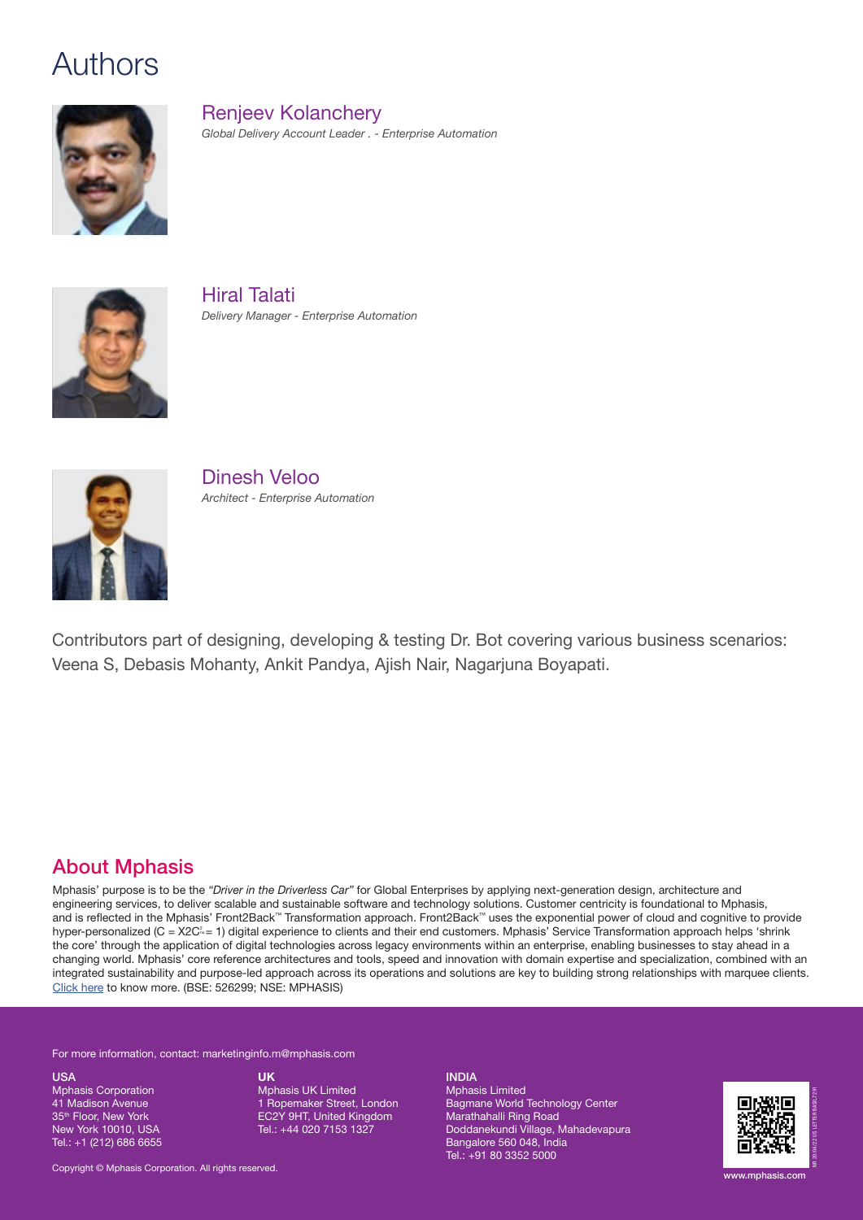# Authors

## Renjeev Kolanchery

*Global Delivery Account Leader . - Enterprise Automation*

## Hiral Talati

*Delivery Manager - Enterprise Automation*

## Dinesh Veloo

*Architect - Enterprise Automation*

Contributors part of designing, developing & testing Dr. Bot covering various business scenarios: Veena S, Debasis Mohanty, Ankit Pandya, Ajish Nair, Nagarjuna Boyapati.

## About Mphasis

Mphasis' purpose is to be the *"Driver in the Driverless Car"* for Global Enterprises by applying next-generation design, architecture and engineering services, to deliver scalable and sustainable software and technology solutions. Customer centricity is foundational to Mphasis, and is reflected in the Mphasis' Front2Back™ Transformation approach. Front2Back™ uses the exponential power of cloud and cognitive to provide hyper-personalized ($C = X2C^2_{TM} = 1$) digital experience to clients and their end customers. Mphasis' Service Transformation approach helps 'shrink the core' through the application of digital technologies across legacy environments within an enterprise, enabling businesses to stay ahead in a changing world. Mphasis' core reference architectures and tools, speed and innovation with domain expertise and specialization, combined with an integrated sustainability and purpose-led approach across its operations and solutions are key to building strong relationships with marquee clients. Click here to know more. (BSE: 526299; NSE: MPHASIS)

For more information, contact: marketinginfo.m@mphasis.com

**USA**
Mphasis Corporation
41 Madison Avenue
35th Floor, New York
New York 10010, USA
Tel.: +1 (212) 686 6655

**UK**
Mphasis UK Limited
1 Ropemaker Street, London
EC2Y 9HT, United Kingdom
Tel.: +44 020 7153 1327

**INDIA**
Mphasis Limited
Bagmane World Technology Center
Marathahalli Ring Road
Doddanekundi Village, Mahadevapura
Bangalore 560 048, India
Tel.: +91 80 3352 5000

Copyright © Mphasis Corporation. All rights reserved.

www.mphasis.com